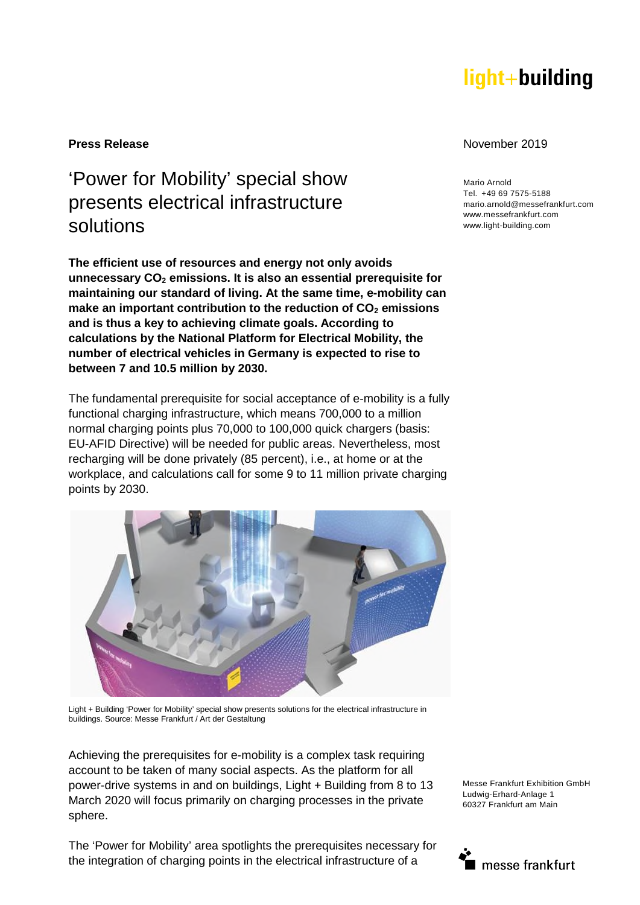**Press Release**

November 2019

Mario Arnold
Tel. +49 69 7575-5188
mario.arnold@messefrankfurt.com
www.messefrankfurt.com
www.light-building.com

# 'Power for Mobility' special show presents electrical infrastructure solutions

**The efficient use of resources and energy not only avoids unnecessary $CO_2$ emissions. It is also an essential prerequisite for maintaining our standard of living. At the same time, e-mobility can make an important contribution to the reduction of $CO_2$ emissions and is thus a key to achieving climate goals. According to calculations by the National Platform for Electrical Mobility, the number of electrical vehicles in Germany is expected to rise to between 7 and 10.5 million by 2030.**

The fundamental prerequisite for social acceptance of e-mobility is a fully functional charging infrastructure, which means 700,000 to a million normal charging points plus 70,000 to 100,000 quick chargers (basis: EU-AFID Directive) will be needed for public areas. Nevertheless, most recharging will be done privately (85 percent), i.e., at home or at the workplace, and calculations call for some 9 to 11 million private charging points by 2030.

Light + Building 'Power for Mobility' special show presents solutions for the electrical infrastructure in buildings. Source: Messe Frankfurt / Art der Gestaltung

Achieving the prerequisites for e-mobility is a complex task requiring account to be taken of many social aspects. As the platform for all power-drive systems in and on buildings, Light + Building from 8 to 13 March 2020 will focus primarily on charging processes in the private sphere.

The 'Power for Mobility' area spotlights the prerequisites necessary for the integration of charging points in the electrical infrastructure of a

Messe Frankfurt Exhibition GmbH
Ludwig-Erhard-Anlage 1
60327 Frankfurt am Main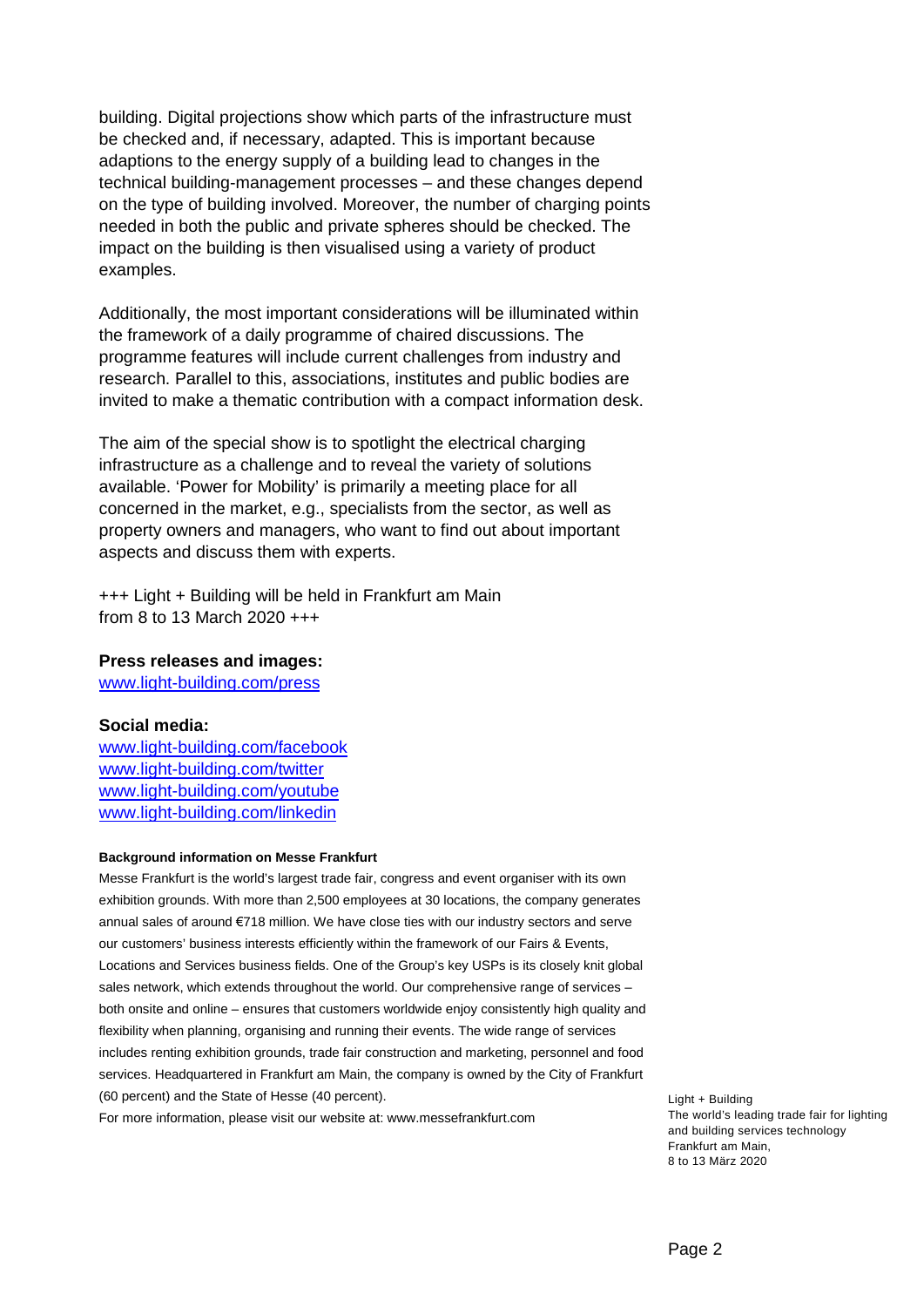building. Digital projections show which parts of the infrastructure must be checked and, if necessary, adapted. This is important because adaptions to the energy supply of a building lead to changes in the technical building-management processes – and these changes depend on the type of building involved. Moreover, the number of charging points needed in both the public and private spheres should be checked. The impact on the building is then visualised using a variety of product examples.

Additionally, the most important considerations will be illuminated within the framework of a daily programme of chaired discussions. The programme features will include current challenges from industry and research. Parallel to this, associations, institutes and public bodies are invited to make a thematic contribution with a compact information desk.

The aim of the special show is to spotlight the electrical charging infrastructure as a challenge and to reveal the variety of solutions available. 'Power for Mobility' is primarily a meeting place for all concerned in the market, e.g., specialists from the sector, as well as property owners and managers, who want to find out about important aspects and discuss them with experts.

+++ Light + Building will be held in Frankfurt am Main from 8 to 13 March 2020 +++

**Press releases and images:**
www.light-building.com/press

**Social media:**
www.light-building.com/facebook
www.light-building.com/twitter
www.light-building.com/youtube
www.light-building.com/linkedin

**Background information on Messe Frankfurt**

Messe Frankfurt is the world's largest trade fair, congress and event organiser with its own exhibition grounds. With more than 2,500 employees at 30 locations, the company generates annual sales of around €718 million. We have close ties with our industry sectors and serve our customers' business interests efficiently within the framework of our Fairs & Events, Locations and Services business fields. One of the Group's key USPs is its closely knit global sales network, which extends throughout the world. Our comprehensive range of services – both onsite and online – ensures that customers worldwide enjoy consistently high quality and flexibility when planning, organising and running their events. The wide range of services includes renting exhibition grounds, trade fair construction and marketing, personnel and food services. Headquartered in Frankfurt am Main, the company is owned by the City of Frankfurt (60 percent) and the State of Hesse (40 percent).

For more information, please visit our website at: www.messefrankfurt.com

Light + Building
The world's leading trade fair for lighting and building services technology
Frankfurt am Main,
8 to 13 März 2020